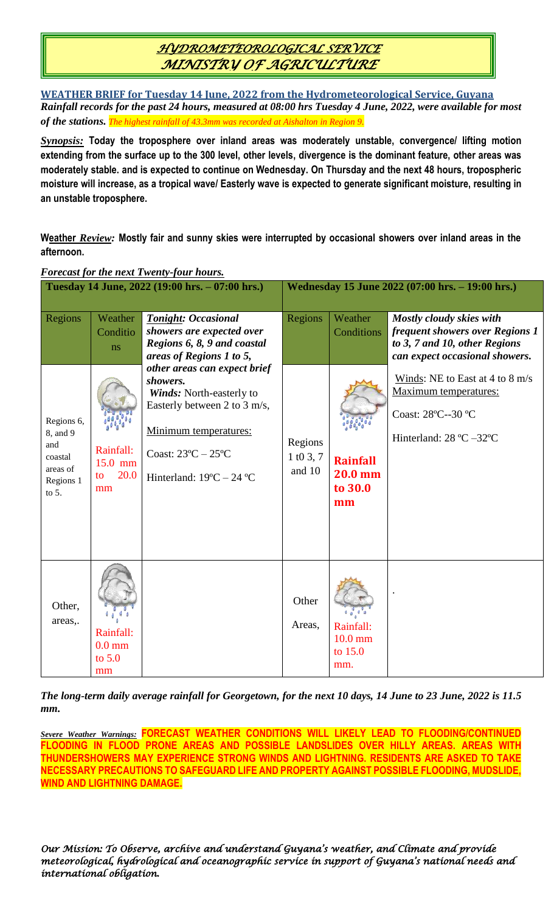# *HYDROMETEOROLOGICAL SERVICE*
# *MINISTRY OF AGRICULTURE*

**WEATHER BRIEF for Tuesday 14 June, 2022 from the Hydrometeorological Service, Guyana**

***Rainfall records for the past 24 hours, measured at 08:00 hrs Tuesday 4 June, 2022, were available for most of the stations.*** *The highest rainfall of 43.3mm was recorded at Aishalton in Region 9.*

***Synopsis:*** **Today the troposphere over inland areas was moderately unstable, convergence/ lifting motion extending from the surface up to the 300 level, other levels, divergence is the dominant feature, other areas was moderately stable. and is expected to continue on Wednesday. On Thursday and the next 48 hours, tropospheric moisture will increase, as a tropical wave/ Easterly wave is expected to generate significant moisture, resulting in an unstable troposphere.**

**Weather *Review:* Mostly fair and sunny skies were interrupted by occasional showers over inland areas in the afternoon.**

***Forecast for the next Twenty-four hours.***

| **Tuesday 14 June, 2022 (19:00 hrs. – 07:00 hrs.)** | | | **Wednesday 15 June 2022 (07:00 hrs. – 19:00 hrs.)** | | |
|---|---|---|---|---|---|
| Regions | Weather Conditions | ***Tonight:* Occasional showers are expected over Regions 6, 8, 9 and coastal areas of Regions 1 to 5, other areas can expect brief showers.** *Winds:* North-easterly to Easterly between 2 to 3 m/s, Minimum temperatures: Coast: 23ºC – 25ºC Hinterland: 19ºC – 24 ºC | Regions | Weather Conditions | ***Mostly cloudy skies with frequent showers over Regions 1 to 3, 7 and 10, other Regions can expect occasional showers.*** Winds: NE to East at 4 to 8 m/s Maximum temperatures: Coast: 28ºC--30 ºC Hinterland: 28 ºC –32ºC |
| Regions 6, 8, and 9 and coastal areas of Regions 1 to 5. | Rainfall: 15.0 mm to 20.0 mm | | Regions 1 t0 3, 7 and 10 | **Rainfall 20.0 mm to 30.0 mm** | |
| Other, areas,. | Rainfall: 0.0 mm to 5.0 mm | | Other Areas, | Rainfall: 10.0 mm to 15.0 mm. | . |

***The long-term daily average rainfall for Georgetown, for the next 10 days, 14 June to 23 June, 2022 is 11.5 mm.***

***Severe Weather Warnings:*** **FORECAST WEATHER CONDITIONS WILL LIKELY LEAD TO FLOODING/CONTINUED FLOODING IN FLOOD PRONE AREAS AND POSSIBLE LANDSLIDES OVER HILLY AREAS. AREAS WITH THUNDERSHOWERS MAY EXPERIENCE STRONG WINDS AND LIGHTNING. RESIDENTS ARE ASKED TO TAKE NECESSARY PRECAUTIONS TO SAFEGUARD LIFE AND PROPERTY AGAINST POSSIBLE FLOODING, MUDSLIDE, WIND AND LIGHTNING DAMAGE.**

*Our Mission: To Observe, archive and understand Guyana's weather, and Climate and provide meteorological, hydrological and oceanographic service in support of Guyana's national needs and international obligation.*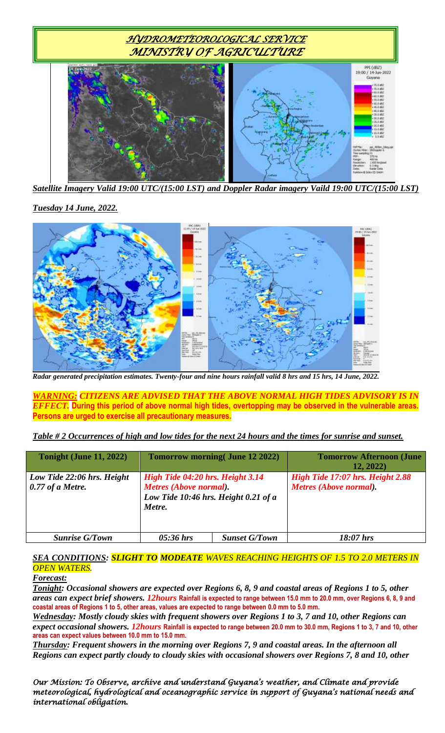# HYDROMETEOROLOGICAL SERVICE
# MINISTRY OF AGRICULTURE

***Satellite Imagery Valid 19:00 UTC/(15:00 LST) and Doppler Radar imagery Vaild 19:00 UTC/(15:00 LST)***

***Tuesday 14 June, 2022.***

***Radar generated precipitation estimates. Twenty-four and nine hours rainfall valid 8 hrs and 15 hrs, 14 June, 2022.***

***WARNING: CITIZENS ARE ADVISED THAT THE ABOVE NORMAL HIGH TIDES ADVISORY IS IN EFFECT.*** **During this period of above normal high tides, overtopping may be observed in the vulnerable areas. Persons are urged to exercise all precautionary measures.**

***Table # 2 Occurrences of high and low tides for the next 24 hours and the times for sunrise and sunset.***

| Tonight (June 11, 2022) | Tomorrow morning( June 12 2022) | | Tomorrow Afternoon (June 12, 2022) |
|---|---|---|---|
| *Low Tide 22:06 hrs. Height 0.77 of a Metre.* | *High Tide 04:20 hrs. Height 3.14 Metres (Above normal). Low Tide 10:46 hrs. Height 0.21 of a Metre.* | | *High Tide 17:07 hrs. Height 2.88 Metres (Above normal).* |
| *Sunrise G/Town* | *05:36 hrs* | *Sunset G/Town* | *18:07 hrs* |

***SEA CONDITIONS: SLIGHT TO MODEATE WAVES REACHING HEIGHTS OF 1.5 TO 2.0 METERS IN OPEN WATERS.***

***Forecast:***

***Tonight: Occasional showers are expected over Regions 6, 8, 9 and coastal areas of Regions 1 to 5, other areas can expect brief showers. 12hours*** **Rainfall is expected to range between 15.0 mm to 20.0 mm, over Regions 6, 8, 9 and coastal areas of Regions 1 to 5, other areas, values are expected to range between 0.0 mm to 5.0 mm.**

***Wednesday: Mostly cloudy skies with frequent showers over Regions 1 to 3, 7 and 10, other Regions can expect occasional showers. 12hours*** **Rainfall is expected to range between 20.0 mm to 30.0 mm, Regions 1 to 3, 7 and 10, other areas can expect values between 10.0 mm to 15.0 mm.**

***Thursday: Frequent showers in the morning over Regions 7, 9 and coastal areas. In the afternoon all Regions can expect partly cloudy to cloudy skies with occasional showers over Regions 7, 8 and 10, other***

*Our Mission: To Observe, archive and understand Guyana's weather, and Climate and provide meteorological, hydrological and oceanographic service in support of Guyana's national needs and international obligation.*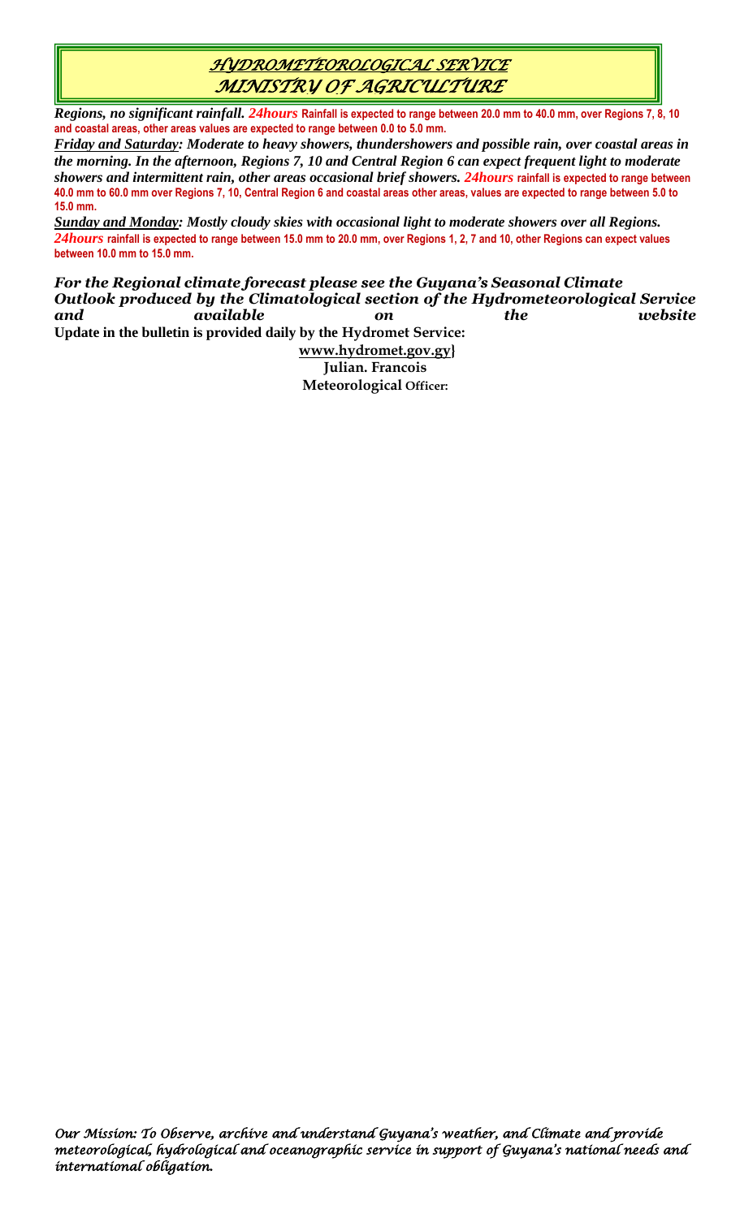# *HYDROMETEOROLOGICAL SERVICE*
# *MINISTRY OF AGRICULTURE*

***Regions, no significant rainfall.*** ***24hours*** **Rainfall is expected to range between 20.0 mm to 40.0 mm, over Regions 7, 8, 10 and coastal areas, other areas values are expected to range between 0.0 to 5.0 mm.**

***Friday and Saturday: Moderate to heavy showers, thundershowers and possible rain, over coastal areas in the morning. In the afternoon, Regions 7, 10 and Central Region 6 can expect frequent light to moderate showers and intermittent rain, other areas occasional brief showers.*** ***24hours*** **rainfall is expected to range between 40.0 mm to 60.0 mm over Regions 7, 10, Central Region 6 and coastal areas other areas, values are expected to range between 5.0 to 15.0 mm.**

***Sunday and Monday: Mostly cloudy skies with occasional light to moderate showers over all Regions.*** ***24hours*** **rainfall is expected to range between 15.0 mm to 20.0 mm, over Regions 1, 2, 7 and 10, other Regions can expect values between 10.0 mm to 15.0 mm.**

***For the Regional climate forecast please see the Guyana's Seasonal Climate Outlook produced by the Climatological section of the Hydrometeorological Service and available on the website***

**Update in the bulletin is provided daily by the Hydromet Service:**

**www.hydromet.gov.gy}**

**Julian. Francois**

**Meteorological Officer:**

*Our Mission: To Observe, archive and understand Guyana's weather, and Climate and provide meteorological, hydrological and oceanographic service in support of Guyana's national needs and international obligation.*